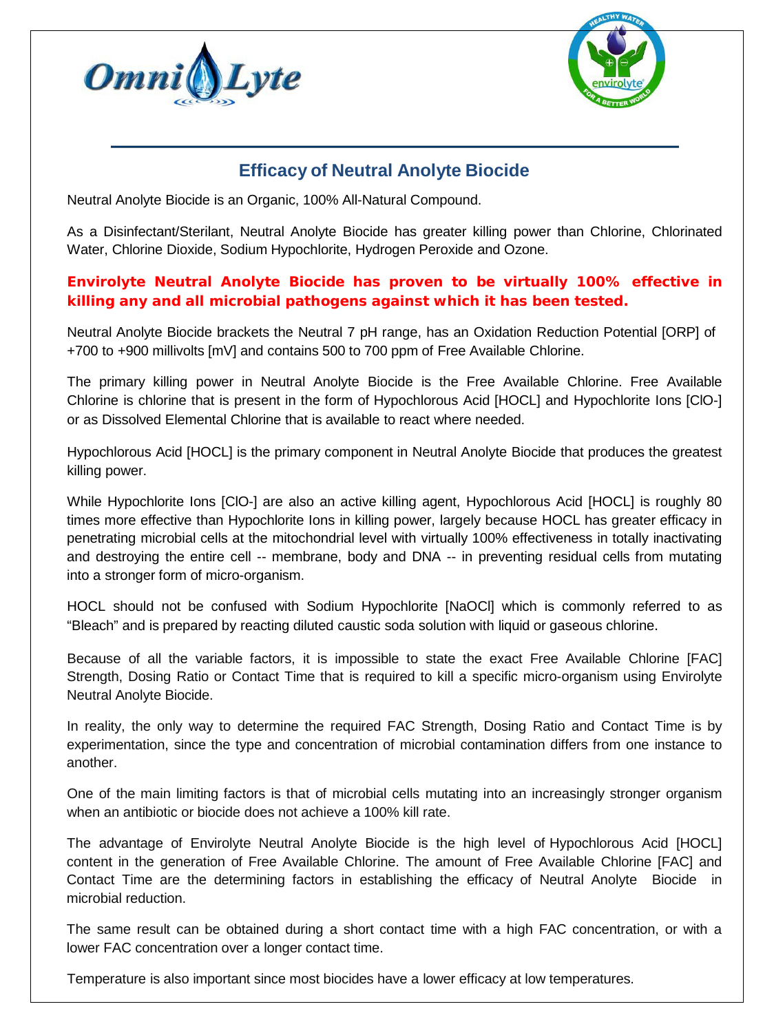## Efficacy of Neutral Anolyte Biocide

Neutral Anolyte Biocide is an Organic, 100% All-Natural Compound.

As a Disinfectant/Sterilant, Neutral Anolyte Biocide has greater killing power than Chlorine, Chlorinated Water, Chlorine Dioxide, Sodium Hypochlorite, Hydrogen Peroxide and Ozone.

**Envirolyte Neutral Anolyte Biocide has proven to be virtually 100% effective in killing any and all microbial pathogens against which it has been tested.**

Neutral Anolyte Biocide brackets the Neutral 7 pH range, has an Oxidation Reduction Potential [ORP] of +700 to +900 millivolts [mV] and contains 500 to 700 ppm of Free Available Chlorine.

The primary killing power in Neutral Anolyte Biocide is the Free Available Chlorine. Free Available Chlorine is chlorine that is present in the form of Hypochlorous Acid [HOCL] and Hypochlorite Ions [ClO-] or as Dissolved Elemental Chlorine that is available to react where needed.

Hypochlorous Acid [HOCL] is the primary component in Neutral Anolyte Biocide that produces the greatest killing power.

While Hypochlorite Ions [ClO-] are also an active killing agent, Hypochlorous Acid [HOCL] is roughly 80 times more effective than Hypochlorite Ions in killing power, largely because HOCL has greater efficacy in penetrating microbial cells at the mitochondrial level with virtually 100% effectiveness in totally inactivating and destroying the entire cell -- membrane, body and DNA -- in preventing residual cells from mutating into a stronger form of micro-organism.

HOCL should not be confused with Sodium Hypochlorite [NaOCl] which is commonly referred to as "Bleach" and is prepared by reacting diluted caustic soda solution with liquid or gaseous chlorine.

Because of all the variable factors, it is impossible to state the exact Free Available Chlorine [FAC] Strength, Dosing Ratio or Contact Time that is required to kill a specific micro-organism using Envirolyte Neutral Anolyte Biocide.

In reality, the only way to determine the required FAC Strength, Dosing Ratio and Contact Time is by experimentation, since the type and concentration of microbial contamination differs from one instance to another.

One of the main limiting factors is that of microbial cells mutating into an increasingly stronger organism when an antibiotic or biocide does not achieve a 100% kill rate.

The advantage of Envirolyte Neutral Anolyte Biocide is the high level of Hypochlorous Acid [HOCL] content in the generation of Free Available Chlorine. The amount of Free Available Chlorine [FAC] and Contact Time are the determining factors in establishing the efficacy of Neutral Anolyte Biocide in microbial reduction.

The same result can be obtained during a short contact time with a high FAC concentration, or with a lower FAC concentration over a longer contact time.

Temperature is also important since most biocides have a lower efficacy at low temperatures.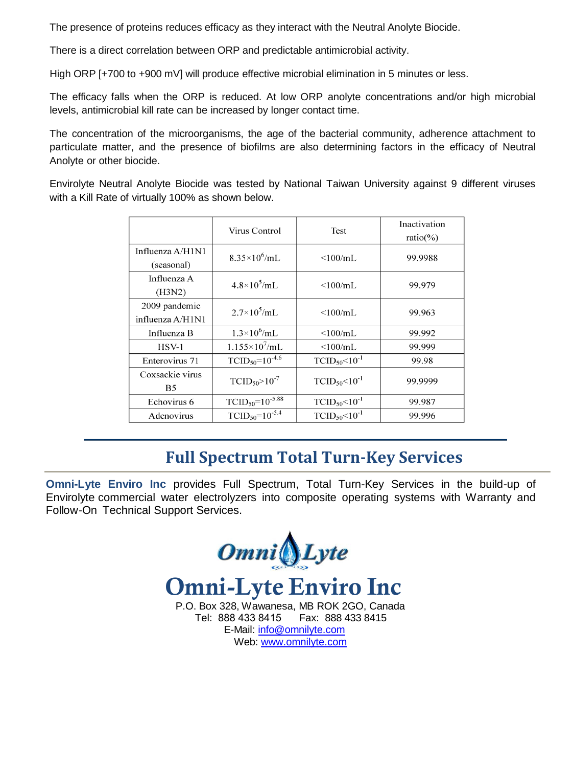The presence of proteins reduces efficacy as they interact with the Neutral Anolyte Biocide.

There is a direct correlation between ORP and predictable antimicrobial activity.

High ORP [+700 to +900 mV] will produce effective microbial elimination in 5 minutes or less.

The efficacy falls when the ORP is reduced. At low ORP anolyte concentrations and/or high microbial levels, antimicrobial kill rate can be increased by longer contact time.

The concentration of the microorganisms, the age of the bacterial community, adherence attachment to particulate matter, and the presence of biofilms are also determining factors in the efficacy of Neutral Anolyte or other biocide.

Envirolyte Neutral Anolyte Biocide was tested by National Taiwan University against 9 different viruses with a Kill Rate of virtually 100% as shown below.

| | Virus Control | Test | Inactivation ratio(%) |
|---|---|---|---|
| Influenza A/H1N1 (seasonal) | $8.35\times10^{6}$/mL | <100/mL | 99.9988 |
| Influenza A (H3N2) | $4.8\times10^{5}$/mL | <100/mL | 99.979 |
| 2009 pandemic influenza A/H1N1 | $2.7\times10^{5}$/mL | <100/mL | 99.963 |
| Influenza B | $1.3\times10^{6}$/mL | <100/mL | 99.992 |
| HSV-1 | $1.155\times10^{7}$/mL | <100/mL | 99.999 |
| Enterovirus 71 | $TCID_{50}=10^{-4.6}$ | $TCID_{50}<10^{-1}$ | 99.98 |
| Coxsackie virus B5 | $TCID_{50}>10^{-7}$ | $TCID_{50}<10^{-1}$ | 99.9999 |
| Echovirus 6 | $TCID_{50}=10^{-5.88}$ | $TCID_{50}<10^{-1}$ | 99.987 |
| Adenovirus | $TCID_{50}=10^{-5.4}$ | $TCID_{50}<10^{-1}$ | 99.996 |

## Full Spectrum Total Turn-Key Services

**Omni-Lyte Enviro Inc** provides Full Spectrum, Total Turn-Key Services in the build-up of Envirolyte commercial water electrolyzers into composite operating systems with Warranty and Follow-On Technical Support Services.

Omni Lyte

# Omni-Lyte Enviro Inc

P.O. Box 328, Wawanesa, MB ROK 2GO, Canada
Tel: 888 433 8415 Fax: 888 433 8415
E-Mail: info@omnilyte.com
Web: www.omnilyte.com